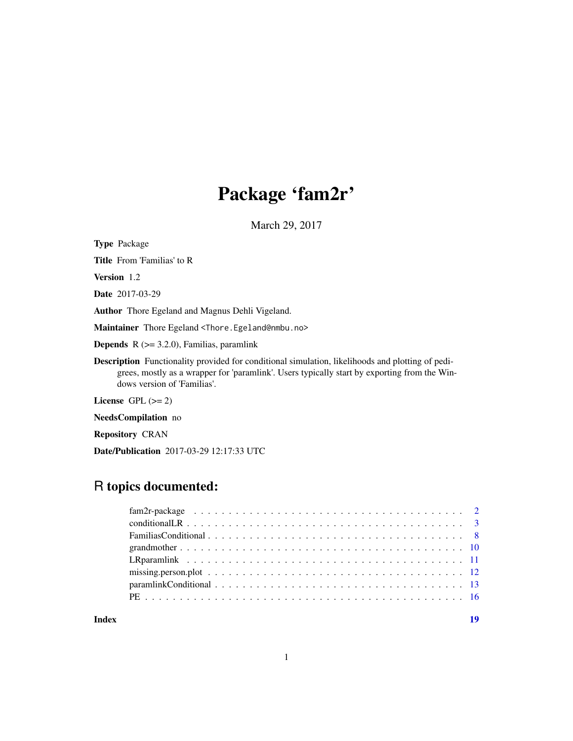# Package 'fam2r'

March 29, 2017

**Type** Package

**Title** From 'Familias' to R

**Version** 1.2

**Date** 2017-03-29

**Author** Thore Egeland and Magnus Dehli Vigeland.

**Maintainer** Thore Egeland <Thore.Egeland@nmbu.no>

**Depends** R (>= 3.2.0), Familias, paramlink

**Description** Functionality provided for conditional simulation, likelihoods and plotting of pedigrees, mostly as a wrapper for 'paramlink'. Users typically start by exporting from the Windows version of 'Familias'.

**License** GPL (>= 2)

**NeedsCompilation** no

**Repository** CRAN

**Date/Publication** 2017-03-29 12:17:33 UTC

## R topics documented:

| | |
|---|---|
| fam2r-package | 2 |
| conditionalLR | 3 |
| FamiliasConditional | 8 |
| grandmother | 10 |
| LRparamlink | 11 |
| missing.person.plot | 12 |
| paramlinkConditional | 13 |
| PE | 16 |
| **Index** | **19** |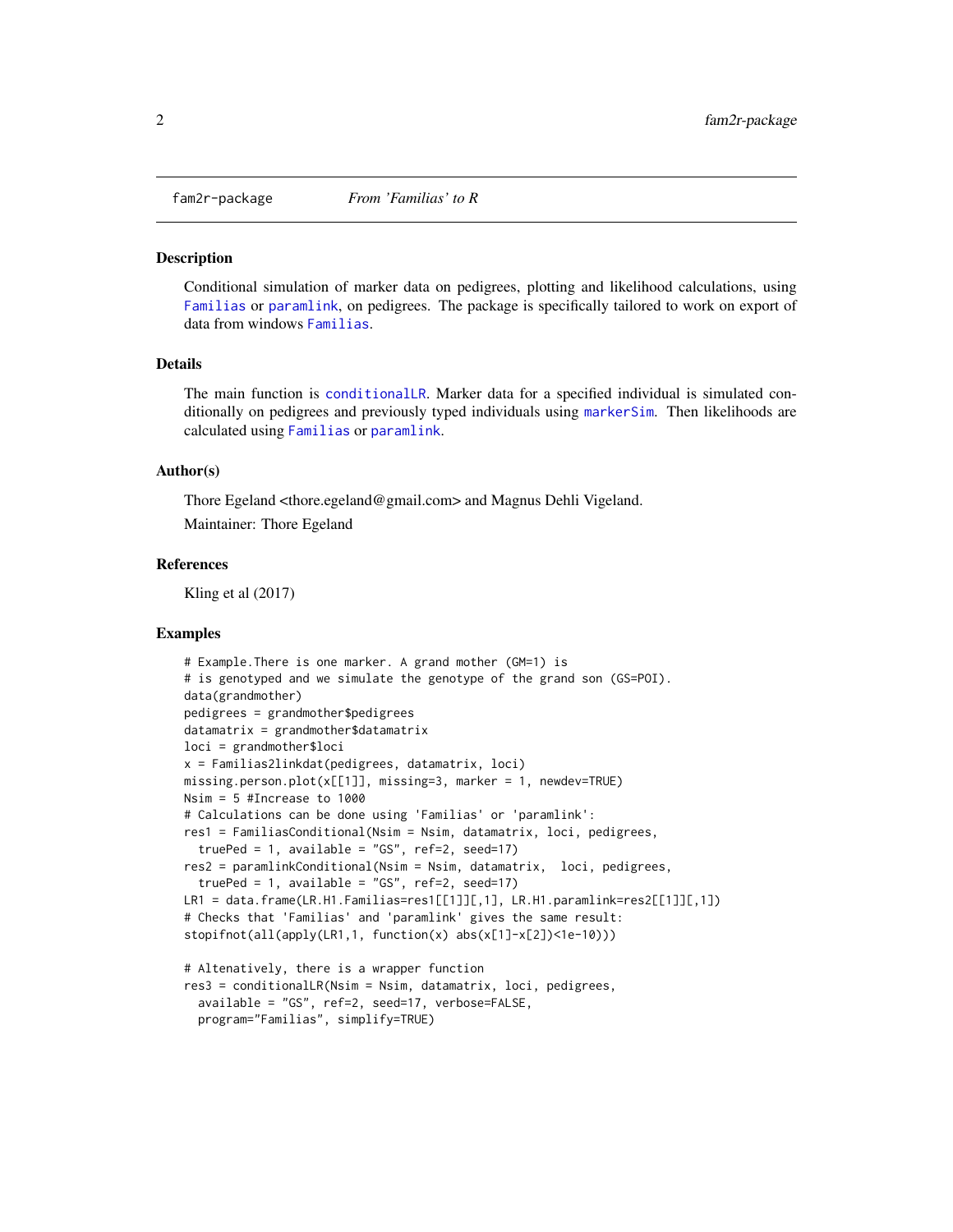## fam2r-package &nbsp;&nbsp;&nbsp;&nbsp; *From 'Familias' to R*

### Description

Conditional simulation of marker data on pedigrees, plotting and likelihood calculations, using `Familias` or `paramlink`, on pedigrees. The package is specifically tailored to work on export of data from windows `Familias`.

### Details

The main function is `conditionalLR`. Marker data for a specified individual is simulated conditionally on pedigrees and previously typed individuals using `markerSim`. Then likelihoods are calculated using `Familias` or `paramlink`.

### Author(s)

Thore Egeland <thore.egeland@gmail.com> and Magnus Dehli Vigeland.

Maintainer: Thore Egeland

### References

Kling et al (2017)

### Examples

```
# Example.There is one marker. A grand mother (GM=1) is
# is genotyped and we simulate the genotype of the grand son (GS=POI).
data(grandmother)
pedigrees = grandmother$pedigrees
datamatrix = grandmother$datamatrix
loci = grandmother$loci
x = Familias2linkdat(pedigrees, datamatrix, loci)
missing.person.plot(x[[1]], missing=3, marker = 1, newdev=TRUE)
Nsim = 5 #Increase to 1000
# Calculations can be done using 'Familias' or 'paramlink':
res1 = FamiliasConditional(Nsim = Nsim, datamatrix, loci, pedigrees,
  truePed = 1, available = "GS", ref=2, seed=17)
res2 = paramlinkConditional(Nsim = Nsim, datamatrix,  loci, pedigrees,
  truePed = 1, available = "GS", ref=2, seed=17)
LR1 = data.frame(LR.H1.Familias=res1[[1]][,1], LR.H1.paramlink=res2[[1]][,1])
# Checks that 'Familias' and 'paramlink' gives the same result:
stopifnot(all(apply(LR1,1, function(x) abs(x[1]-x[2])<1e-10)))

# Altenatively, there is a wrapper function
res3 = conditionalLR(Nsim = Nsim, datamatrix, loci, pedigrees,
  available = "GS", ref=2, seed=17, verbose=FALSE,
  program="Familias", simplify=TRUE)
```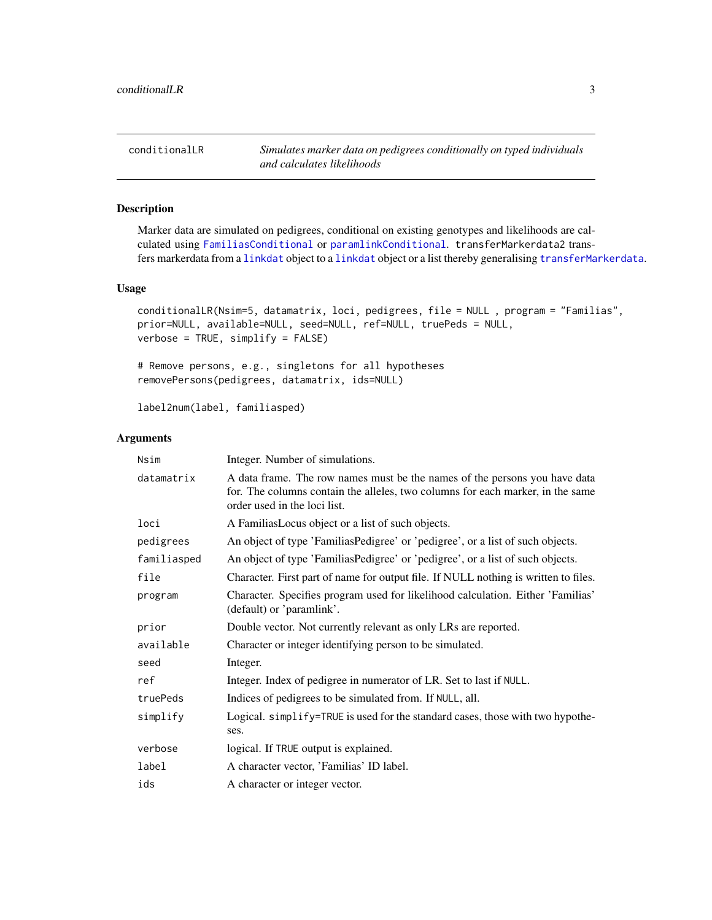# conditionalLR

*Simulates marker data on pedigrees conditionally on typed individuals and calculates likelihoods*

## Description

Marker data are simulated on pedigrees, conditional on existing genotypes and likelihoods are calculated using FamiliasConditional or paramlinkConditional. transferMarkerdata2 transfers markerdata from a linkdat object to a linkdat object or a list thereby generalising transferMarkerdata.

## Usage

```
conditionalLR(Nsim=5, datamatrix, loci, pedigrees, file = NULL , program = "Familias",
prior=NULL, available=NULL, seed=NULL, ref=NULL, truePeds = NULL,
verbose = TRUE, simplify = FALSE)

# Remove persons, e.g., singletons for all hypotheses
removePersons(pedigrees, datamatrix, ids=NULL)

label2num(label, familiasped)
```

## Arguments

| | |
|---|---|
| Nsim | Integer. Number of simulations. |
| datamatrix | A data frame. The row names must be the names of the persons you have data for. The columns contain the alleles, two columns for each marker, in the same order used in the loci list. |
| loci | A FamiliasLocus object or a list of such objects. |
| pedigrees | An object of type 'FamiliasPedigree' or 'pedigree', or a list of such objects. |
| familiasped | An object of type 'FamiliasPedigree' or 'pedigree', or a list of such objects. |
| file | Character. First part of name for output file. If NULL nothing is written to files. |
| program | Character. Specifies program used for likelihood calculation. Either 'Familias' (default) or 'paramlink'. |
| prior | Double vector. Not currently relevant as only LRs are reported. |
| available | Character or integer identifying person to be simulated. |
| seed | Integer. |
| ref | Integer. Index of pedigree in numerator of LR. Set to last if NULL. |
| truePeds | Indices of pedigrees to be simulated from. If NULL, all. |
| simplify | Logical. simplify=TRUE is used for the standard cases, those with two hypotheses. |
| verbose | logical. If TRUE output is explained. |
| label | A character vector, 'Familias' ID label. |
| ids | A character or integer vector. |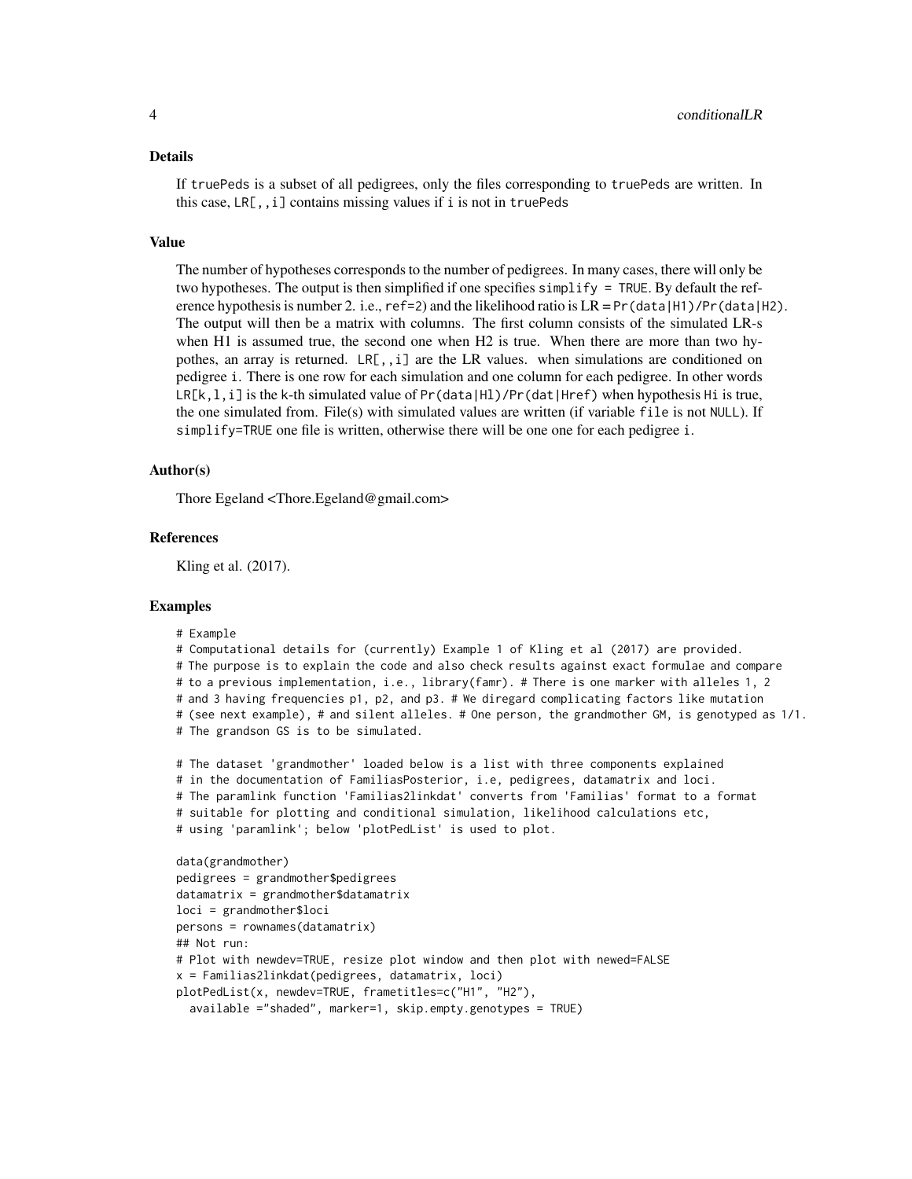### Details

If truePeds is a subset of all pedigrees, only the files corresponding to truePeds are written. In this case, LR[,,i] contains missing values if i is not in truePeds

### Value

The number of hypotheses corresponds to the number of pedigrees. In many cases, there will only be two hypotheses. The output is then simplified if one specifies simplify = TRUE. By default the reference hypothesis is number 2. i.e., ref=2) and the likelihood ratio is LR = Pr(data|H1)/Pr(data|H2). The output will then be a matrix with columns. The first column consists of the simulated LR-s when H1 is assumed true, the second one when H2 is true. When there are more than two hypothes, an array is returned. LR[,,i] are the LR values. when simulations are conditioned on pedigree i. There is one row for each simulation and one column for each pedigree. In other words LR[k,l,i] is the k-th simulated value of Pr(data|Hl)/Pr(dat|Href) when hypothesis Hi is true, the one simulated from. File(s) with simulated values are written (if variable file is not NULL). If simplify=TRUE one file is written, otherwise there will be one one for each pedigree i.

### Author(s)

Thore Egeland <Thore.Egeland@gmail.com>

### References

Kling et al. (2017).

### Examples

```
# Example
# Computational details for (currently) Example 1 of Kling et al (2017) are provided.
# The purpose is to explain the code and also check results against exact formulae and compare
# to a previous implementation, i.e., library(famr). # There is one marker with alleles 1, 2
# and 3 having frequencies p1, p2, and p3. # We diregard complicating factors like mutation
# (see next example), # and silent alleles. # One person, the grandmother GM, is genotyped as 1/1.
# The grandson GS is to be simulated.

# The dataset 'grandmother' loaded below is a list with three components explained
# in the documentation of FamiliasPosterior, i.e, pedigrees, datamatrix and loci.
# The paramlink function 'Familias2linkdat' converts from 'Familias' format to a format
# suitable for plotting and conditional simulation, likelihood calculations etc,
# using 'paramlink'; below 'plotPedList' is used to plot.

data(grandmother)
pedigrees = grandmother$pedigrees
datamatrix = grandmother$datamatrix
loci = grandmother$loci
persons = rownames(datamatrix)
## Not run:
# Plot with newdev=TRUE, resize plot window and then plot with newed=FALSE
x = Familias2linkdat(pedigrees, datamatrix, loci)
plotPedList(x, newdev=TRUE, frametitles=c("H1", "H2"),
  available ="shaded", marker=1, skip.empty.genotypes = TRUE)
```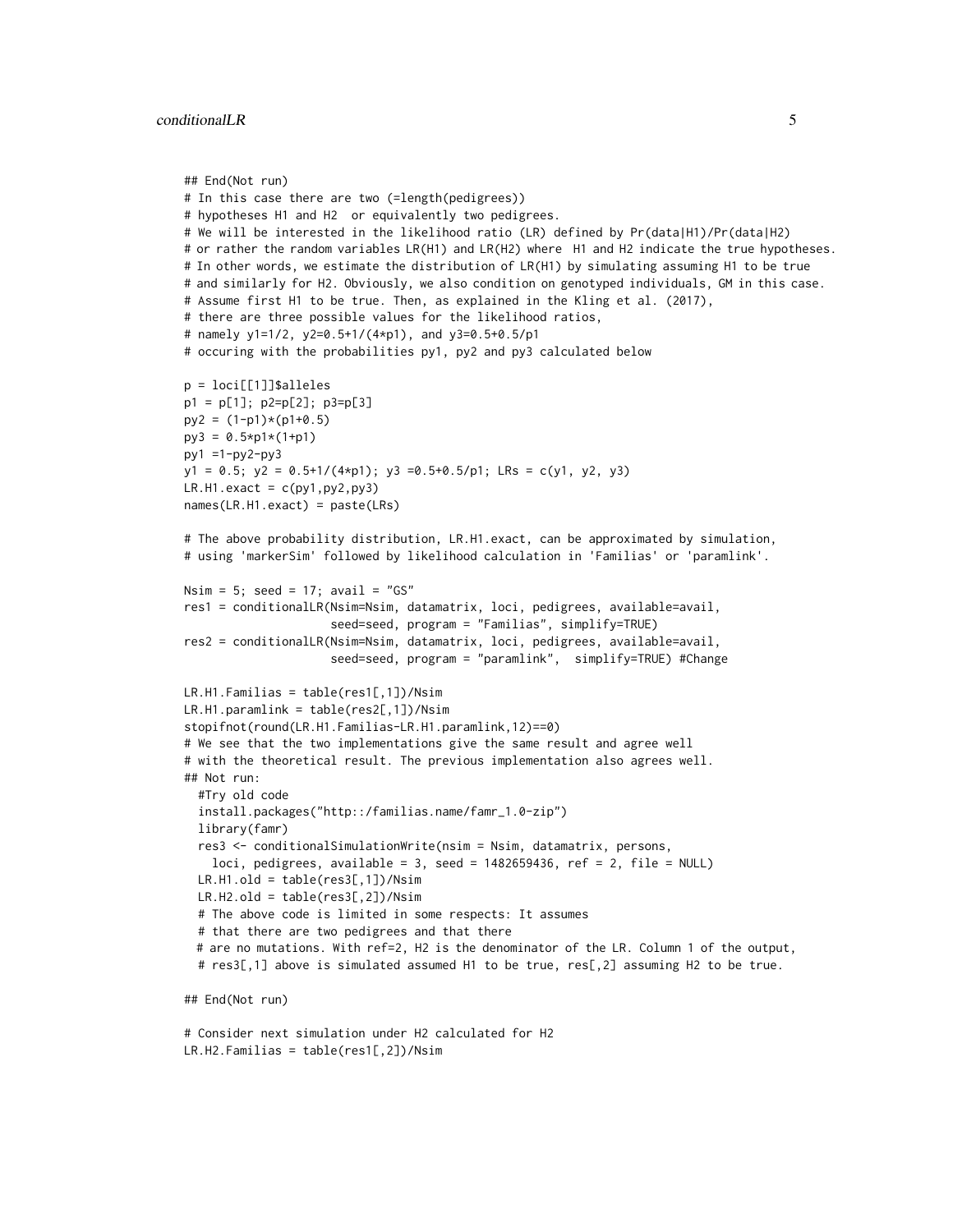```
## End(Not run)
# In this case there are two (=length(pedigrees))
# hypotheses H1 and H2  or equivalently two pedigrees.
# We will be interested in the likelihood ratio (LR) defined by Pr(data|H1)/Pr(data|H2)
# or rather the random variables LR(H1) and LR(H2) where  H1 and H2 indicate the true hypotheses.
# In other words, we estimate the distribution of LR(H1) by simulating assuming H1 to be true
# and similarly for H2. Obviously, we also condition on genotyped individuals, GM in this case.
# Assume first H1 to be true. Then, as explained in the Kling et al. (2017),
# there are three possible values for the likelihood ratios,
# namely y1=1/2, y2=0.5+1/(4*p1), and y3=0.5+0.5/p1
# occuring with the probabilities py1, py2 and py3 calculated below

p = loci[[1]]$alleles
p1 = p[1]; p2=p[2]; p3=p[3]
py2 = (1-p1)*(p1+0.5)
py3 = 0.5*p1*(1+p1)
py1 =1-py2-py3
y1 = 0.5; y2 = 0.5+1/(4*p1); y3 =0.5+0.5/p1; LRs = c(y1, y2, y3)
LR.H1.exact = c(py1,py2,py3)
names(LR.H1.exact) = paste(LRs)

# The above probability distribution, LR.H1.exact, can be approximated by simulation,
# using 'markerSim' followed by likelihood calculation in 'Familias' or 'paramlink'.

Nsim = 5; seed = 17; avail = "GS"
res1 = conditionalLR(Nsim=Nsim, datamatrix, loci, pedigrees, available=avail,
                     seed=seed, program = "Familias", simplify=TRUE)
res2 = conditionalLR(Nsim=Nsim, datamatrix, loci, pedigrees, available=avail,
                     seed=seed, program = "paramlink",  simplify=TRUE) #Change

LR.H1.Familias = table(res1[,1])/Nsim
LR.H1.paramlink = table(res2[,1])/Nsim
stopifnot(round(LR.H1.Familias-LR.H1.paramlink,12)==0)
# We see that the two implementations give the same result and agree well
# with the theoretical result. The previous implementation also agrees well.
## Not run:
  #Try old code
  install.packages("http::/familias.name/famr_1.0-zip")
  library(famr)
  res3 <- conditionalSimulationWrite(nsim = Nsim, datamatrix, persons,
    loci, pedigrees, available = 3, seed = 1482659436, ref = 2, file = NULL)
  LR.H1.old = table(res3[,1])/Nsim
  LR.H2.old = table(res3[,2])/Nsim
  # The above code is limited in some respects: It assumes
  # that there are two pedigrees and that there
  # are no mutations. With ref=2, H2 is the denominator of the LR. Column 1 of the output,
  # res3[,1] above is simulated assumed H1 to be true, res[,2] assuming H2 to be true.

## End(Not run)

# Consider next simulation under H2 calculated for H2
LR.H2.Familias = table(res1[,2])/Nsim
```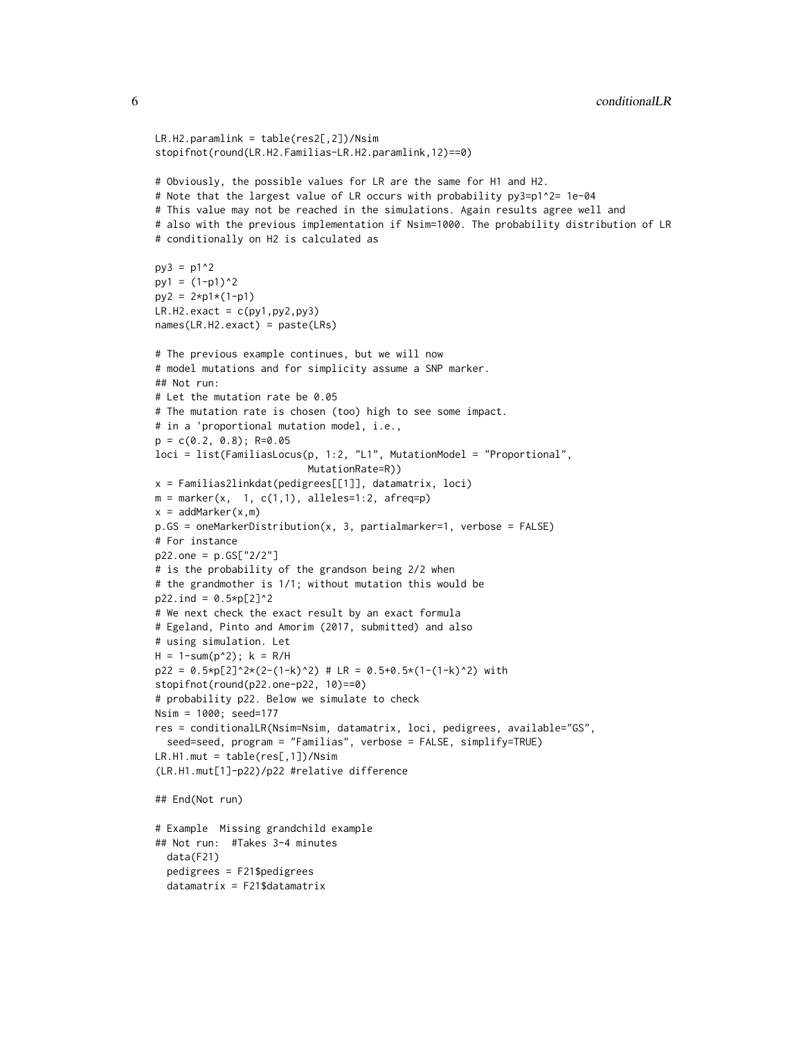```
LR.H2.paramlink = table(res2[,2])/Nsim
stopifnot(round(LR.H2.Familias-LR.H2.paramlink,12)==0)

# Obviously, the possible values for LR are the same for H1 and H2.
# Note that the largest value of LR occurs with probability py3=p1^2= 1e-04
# This value may not be reached in the simulations. Again results agree well and
# also with the previous implementation if Nsim=1000. The probability distribution of LR
# conditionally on H2 is calculated as

py3 = p1^2
py1 = (1-p1)^2
py2 = 2*p1*(1-p1)
LR.H2.exact = c(py1,py2,py3)
names(LR.H2.exact) = paste(LRs)

# The previous example continues, but we will now
# model mutations and for simplicity assume a SNP marker.
## Not run:
# Let the mutation rate be 0.05
# The mutation rate is chosen (too) high to see some impact.
# in a 'proportional mutation model, i.e.,
p = c(0.2, 0.8); R=0.05
loci = list(FamiliasLocus(p, 1:2, "L1", MutationModel = "Proportional",
                          MutationRate=R))
x = Familias2linkdat(pedigrees[[1]], datamatrix, loci)
m = marker(x,  1, c(1,1), alleles=1:2, afreq=p)
x = addMarker(x,m)
p.GS = oneMarkerDistribution(x, 3, partialmarker=1, verbose = FALSE)
# For instance
p22.one = p.GS["2/2"]
# is the probability of the grandson being 2/2 when
# the grandmother is 1/1; without mutation this would be
p22.ind = 0.5*p[2]^2
# We next check the exact result by an exact formula
# Egeland, Pinto and Amorim (2017, submitted) and also
# using simulation. Let
H = 1-sum(p^2); k = R/H
p22 = 0.5*p[2]^2*(2-(1-k)^2) # LR = 0.5+0.5*(1-(1-k)^2) with
stopifnot(round(p22.one-p22, 10)==0)
# probability p22. Below we simulate to check
Nsim = 1000; seed=177
res = conditionalLR(Nsim=Nsim, datamatrix, loci, pedigrees, available="GS",
  seed=seed, program = "Familias", verbose = FALSE, simplify=TRUE)
LR.H1.mut = table(res[,1])/Nsim
(LR.H1.mut[1]-p22)/p22 #relative difference

## End(Not run)

# Example  Missing grandchild example
## Not run:  #Takes 3-4 minutes
  data(F21)
  pedigrees = F21$pedigrees
  datamatrix = F21$datamatrix
```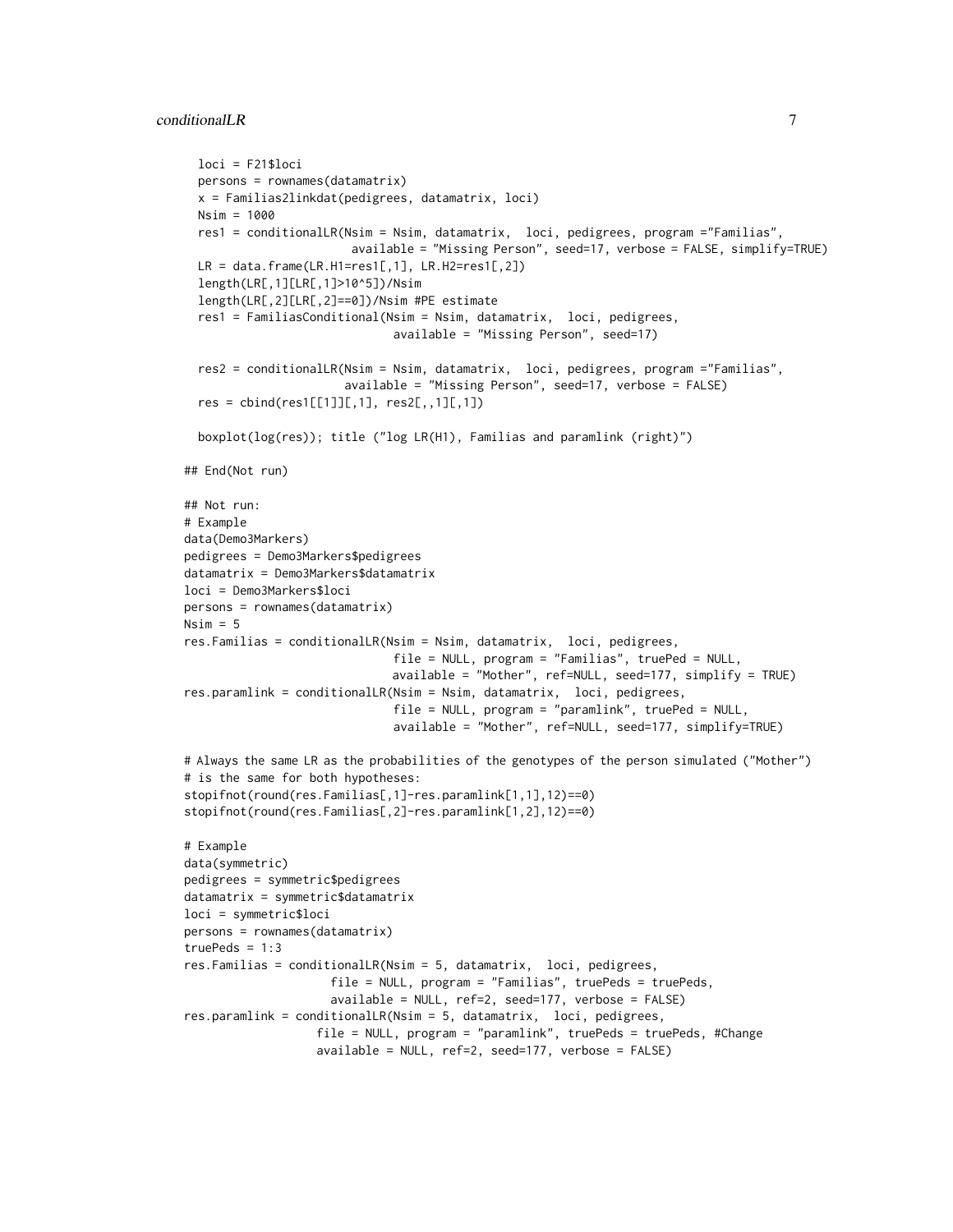```
  loci = F21$loci
  persons = rownames(datamatrix)
  x = Familias2linkdat(pedigrees, datamatrix, loci)
  Nsim = 1000
  res1 = conditionalLR(Nsim = Nsim, datamatrix,  loci, pedigrees, program ="Familias",
                       available = "Missing Person", seed=17, verbose = FALSE, simplify=TRUE)
  LR = data.frame(LR.H1=res1[,1], LR.H2=res1[,2])
  length(LR[,1][LR[,1]>10^5])/Nsim
  length(LR[,2][LR[,2]==0])/Nsim #PE estimate
  res1 = FamiliasConditional(Nsim = Nsim, datamatrix,  loci, pedigrees,
                             available = "Missing Person", seed=17)

  res2 = conditionalLR(Nsim = Nsim, datamatrix,  loci, pedigrees, program ="Familias",
                      available = "Missing Person", seed=17, verbose = FALSE)
  res = cbind(res1[[1]][,1], res2[,,1][,1])

  boxplot(log(res)); title ("log LR(H1), Familias and paramlink (right)")

## End(Not run)

## Not run:
# Example
data(Demo3Markers)
pedigrees = Demo3Markers$pedigrees
datamatrix = Demo3Markers$datamatrix
loci = Demo3Markers$loci
persons = rownames(datamatrix)
Nsim = 5
res.Familias = conditionalLR(Nsim = Nsim, datamatrix,  loci, pedigrees,
                             file = NULL, program = "Familias", truePed = NULL,
                             available = "Mother", ref=NULL, seed=177, simplify = TRUE)
res.paramlink = conditionalLR(Nsim = Nsim, datamatrix,  loci, pedigrees,
                             file = NULL, program = "paramlink", truePed = NULL,
                             available = "Mother", ref=NULL, seed=177, simplify=TRUE)

# Always the same LR as the probabilities of the genotypes of the person simulated ("Mother")
# is the same for both hypotheses:
stopifnot(round(res.Familias[,1]-res.paramlink[1,1],12)==0)
stopifnot(round(res.Familias[,2]-res.paramlink[1,2],12)==0)

# Example
data(symmetric)
pedigrees = symmetric$pedigrees
datamatrix = symmetric$datamatrix
loci = symmetric$loci
persons = rownames(datamatrix)
truePeds = 1:3
res.Familias = conditionalLR(Nsim = 5, datamatrix,  loci, pedigrees,
                    file = NULL, program = "Familias", truePeds = truePeds,
                    available = NULL, ref=2, seed=177, verbose = FALSE)
res.paramlink = conditionalLR(Nsim = 5, datamatrix,  loci, pedigrees,
                   file = NULL, program = "paramlink", truePeds = truePeds, #Change
                   available = NULL, ref=2, seed=177, verbose = FALSE)
```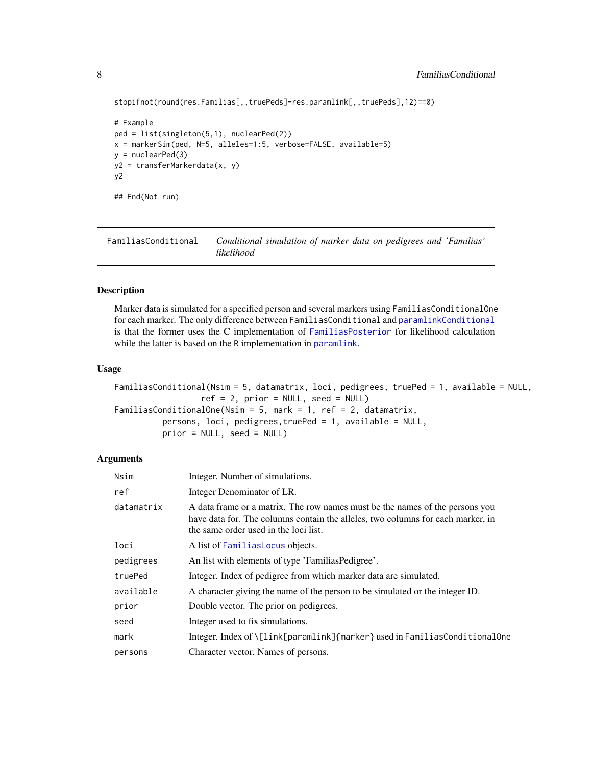```
stopifnot(round(res.Familias[,,truePeds]-res.paramlink[,,truePeds],12)==0)

# Example
ped = list(singleton(5,1), nuclearPed(2))
x = markerSim(ped, N=5, alleles=1:5, verbose=FALSE, available=5)
y = nuclearPed(3)
y2 = transferMarkerdata(x, y)
y2

## End(Not run)
```

## FamiliasConditional — *Conditional simulation of marker data on pedigrees and 'Familias' likelihood*

### Description

Marker data is simulated for a specified person and several markers using FamiliasConditionalOne for each marker. The only difference between FamiliasConditional and paramlinkConditional is that the former uses the C implementation of FamiliasPosterior for likelihood calculation while the latter is based on the R implementation in paramlink.

### Usage

```
FamiliasConditional(Nsim = 5, datamatrix, loci, pedigrees, truePed = 1, available = NULL,
                  ref = 2, prior = NULL, seed = NULL)
FamiliasConditionalOne(Nsim = 5, mark = 1, ref = 2, datamatrix,
          persons, loci, pedigrees,truePed = 1, available = NULL,
          prior = NULL, seed = NULL)
```

### Arguments

| | |
|---|---|
| Nsim | Integer. Number of simulations. |
| ref | Integer Denominator of LR. |
| datamatrix | A data frame or a matrix. The row names must be the names of the persons you have data for. The columns contain the alleles, two columns for each marker, in the same order used in the loci list. |
| loci | A list of FamiliasLocus objects. |
| pedigrees | An list with elements of type 'FamiliasPedigree'. |
| truePed | Integer. Index of pedigree from which marker data are simulated. |
| available | A character giving the name of the person to be simulated or the integer ID. |
| prior | Double vector. The prior on pedigrees. |
| seed | Integer used to fix simulations. |
| mark | Integer. Index of \[link[paramlink]{marker} used in FamiliasConditionalOne |
| persons | Character vector. Names of persons. |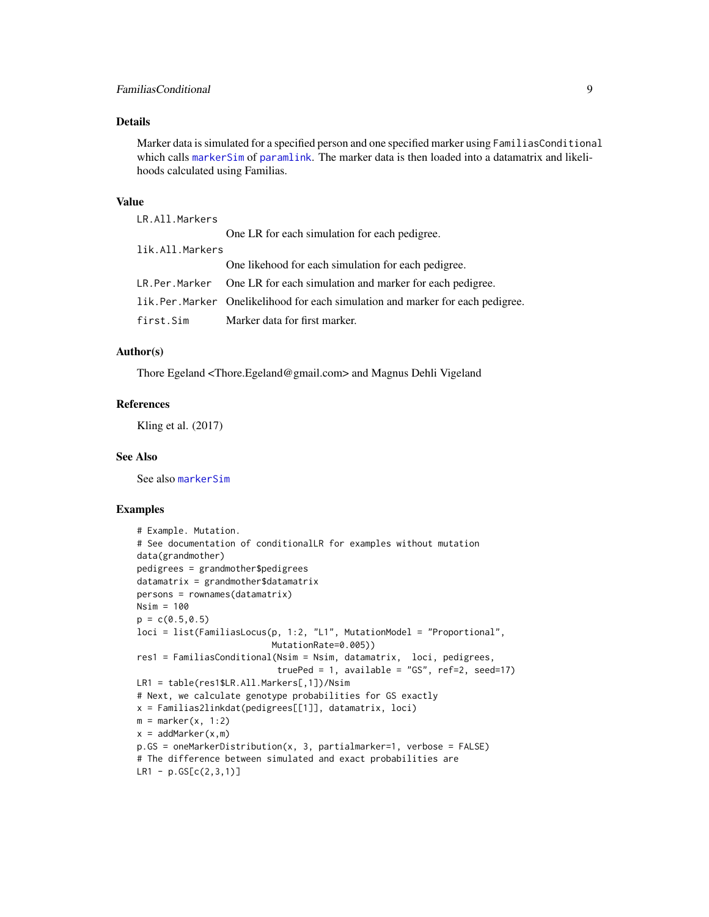## Details

Marker data is simulated for a specified person and one specified marker using `FamiliasConditional` which calls `markerSim` of `paramlink`. The marker data is then loaded into a datamatrix and likelihoods calculated using Familias.

## Value

| | |
|---|---|
| `LR.All.Markers` | One LR for each simulation for each pedigree. |
| `lik.All.Markers` | One likehood for each simulation for each pedigree. |
| `LR.Per.Marker` | One LR for each simulation and marker for each pedigree. |
| `lik.Per.Marker` | Onelikelihood for each simulation and marker for each pedigree. |
| `first.Sim` | Marker data for first marker. |

## Author(s)

Thore Egeland <Thore.Egeland@gmail.com> and Magnus Dehli Vigeland

## References

Kling et al. (2017)

## See Also

See also `markerSim`

## Examples

```
# Example. Mutation.
# See documentation of conditionalLR for examples without mutation
data(grandmother)
pedigrees = grandmother$pedigrees
datamatrix = grandmother$datamatrix
persons = rownames(datamatrix)
Nsim = 100
p = c(0.5,0.5)
loci = list(FamiliasLocus(p, 1:2, "L1", MutationModel = "Proportional",
                          MutationRate=0.005))
res1 = FamiliasConditional(Nsim = Nsim, datamatrix,  loci, pedigrees,
                           truePed = 1, available = "GS", ref=2, seed=17)
LR1 = table(res1$LR.All.Markers[,1])/Nsim
# Next, we calculate genotype probabilities for GS exactly
x = Familias2linkdat(pedigrees[[1]], datamatrix, loci)
m = marker(x, 1:2)
x = addMarker(x,m)
p.GS = oneMarkerDistribution(x, 3, partialmarker=1, verbose = FALSE)
# The difference between simulated and exact probabilities are
LR1 - p.GS[c(2,3,1)]
```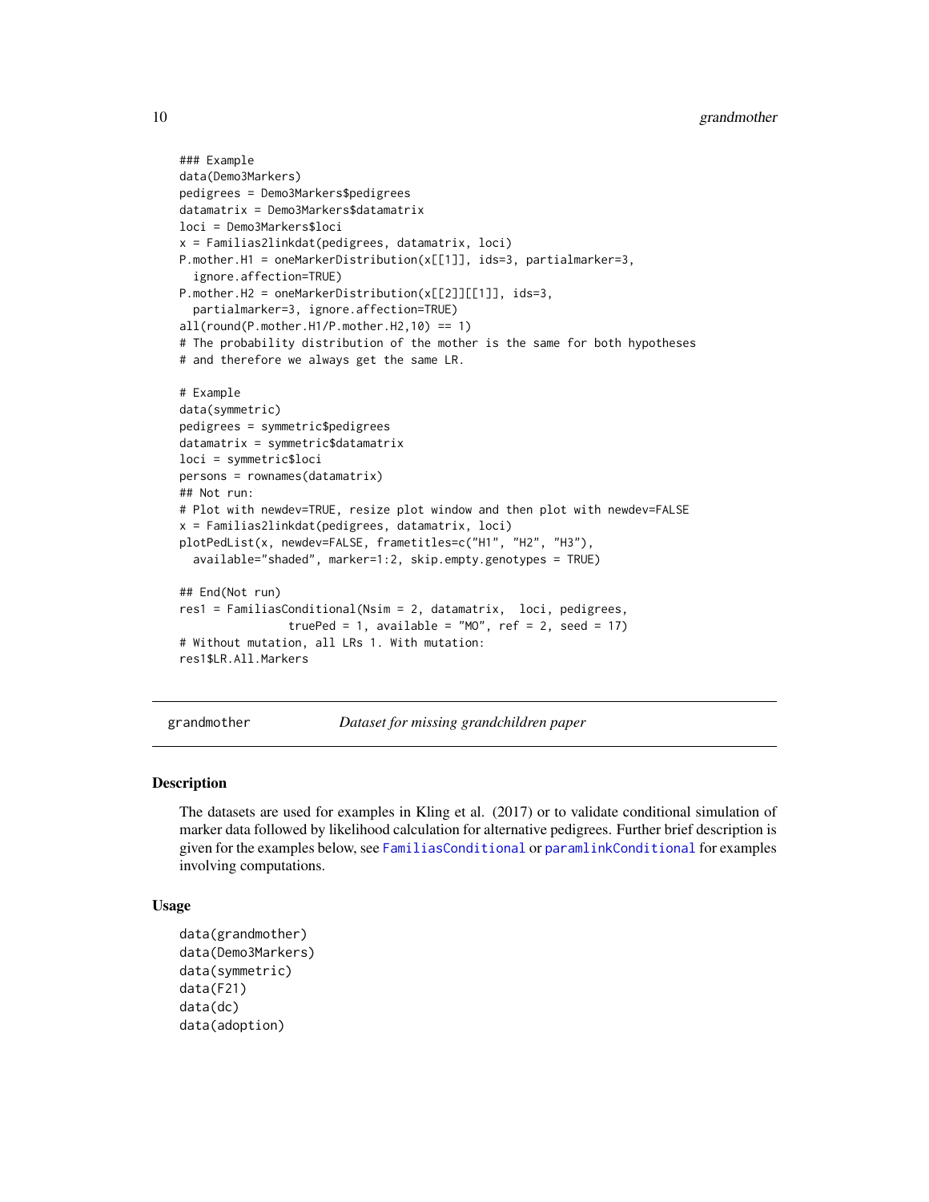```
### Example
data(Demo3Markers)
pedigrees = Demo3Markers$pedigrees
datamatrix = Demo3Markers$datamatrix
loci = Demo3Markers$loci
x = Familias2linkdat(pedigrees, datamatrix, loci)
P.mother.H1 = oneMarkerDistribution(x[[1]], ids=3, partialmarker=3,
  ignore.affection=TRUE)
P.mother.H2 = oneMarkerDistribution(x[[2]][[1]], ids=3,
  partialmarker=3, ignore.affection=TRUE)
all(round(P.mother.H1/P.mother.H2,10) == 1)
# The probability distribution of the mother is the same for both hypotheses
# and therefore we always get the same LR.

# Example
data(symmetric)
pedigrees = symmetric$pedigrees
datamatrix = symmetric$datamatrix
loci = symmetric$loci
persons = rownames(datamatrix)
## Not run:
# Plot with newdev=TRUE, resize plot window and then plot with newdev=FALSE
x = Familias2linkdat(pedigrees, datamatrix, loci)
plotPedList(x, newdev=FALSE, frametitles=c("H1", "H2", "H3"),
  available="shaded", marker=1:2, skip.empty.genotypes = TRUE)

## End(Not run)
res1 = FamiliasConditional(Nsim = 2, datamatrix,  loci, pedigrees,
                truePed = 1, available = "MO", ref = 2, seed = 17)
# Without mutation, all LRs 1. With mutation:
res1$LR.All.Markers
```

---

`grandmother` *Dataset for missing grandchildren paper*

---

## Description

The datasets are used for examples in Kling et al. (2017) or to validate conditional simulation of marker data followed by likelihood calculation for alternative pedigrees. Further brief description is given for the examples below, see `FamiliasConditional` or `paramlinkConditional` for examples involving computations.

## Usage

```
data(grandmother)
data(Demo3Markers)
data(symmetric)
data(F21)
data(dc)
data(adoption)
```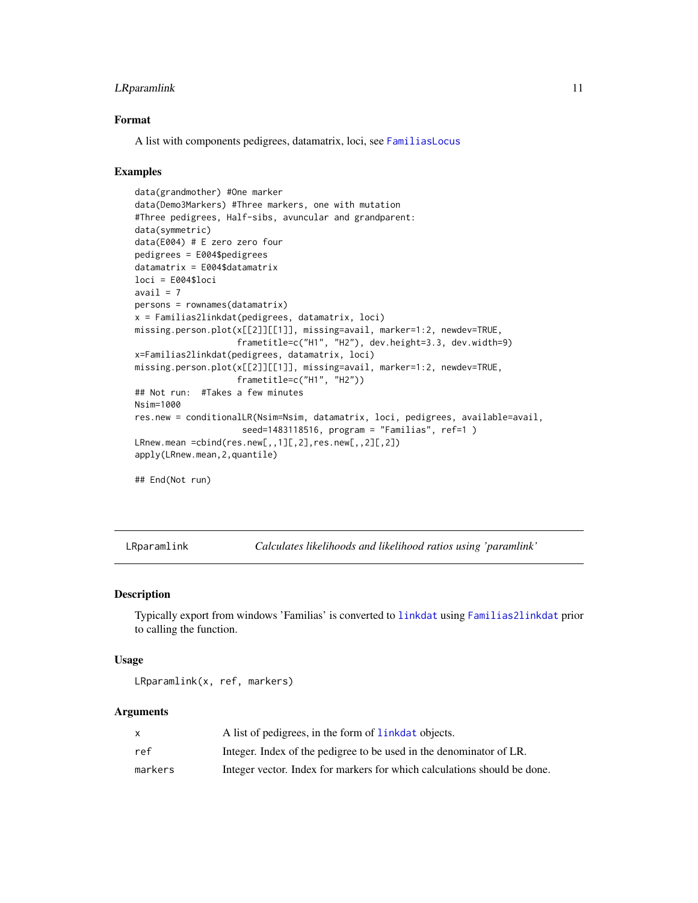### Format

A list with components pedigrees, datamatrix, loci, see FamiliasLocus

### Examples

```
data(grandmother) #One marker
data(Demo3Markers) #Three markers, one with mutation
#Three pedigrees, Half-sibs, avuncular and grandparent:
data(symmetric)
data(E004) # E zero zero four
pedigrees = E004$pedigrees
datamatrix = E004$datamatrix
loci = E004$loci
avail = 7
persons = rownames(datamatrix)
x = Familias2linkdat(pedigrees, datamatrix, loci)
missing.person.plot(x[[2]][[1]], missing=avail, marker=1:2, newdev=TRUE,
                    frametitle=c("H1", "H2"), dev.height=3.3, dev.width=9)
x=Familias2linkdat(pedigrees, datamatrix, loci)
missing.person.plot(x[[2]][[1]], missing=avail, marker=1:2, newdev=TRUE,
                    frametitle=c("H1", "H2"))
## Not run:  #Takes a few minutes
Nsim=1000
res.new = conditionalLR(Nsim=Nsim, datamatrix, loci, pedigrees, available=avail,
                     seed=1483118516, program = "Familias", ref=1 )
LRnew.mean =cbind(res.new[,,1][,2],res.new[,,2][,2])
apply(LRnew.mean,2,quantile)

## End(Not run)
```

---

## LRparamlink *Calculates likelihoods and likelihood ratios using 'paramlink'*

### Description

Typically export from windows 'Familias' is converted to linkdat using Familias2linkdat prior to calling the function.

### Usage

```
LRparamlink(x, ref, markers)
```

### Arguments

| | |
|---|---|
| x | A list of pedigrees, in the form of linkdat objects. |
| ref | Integer. Index of the pedigree to be used in the denominator of LR. |
| markers | Integer vector. Index for markers for which calculations should be done. |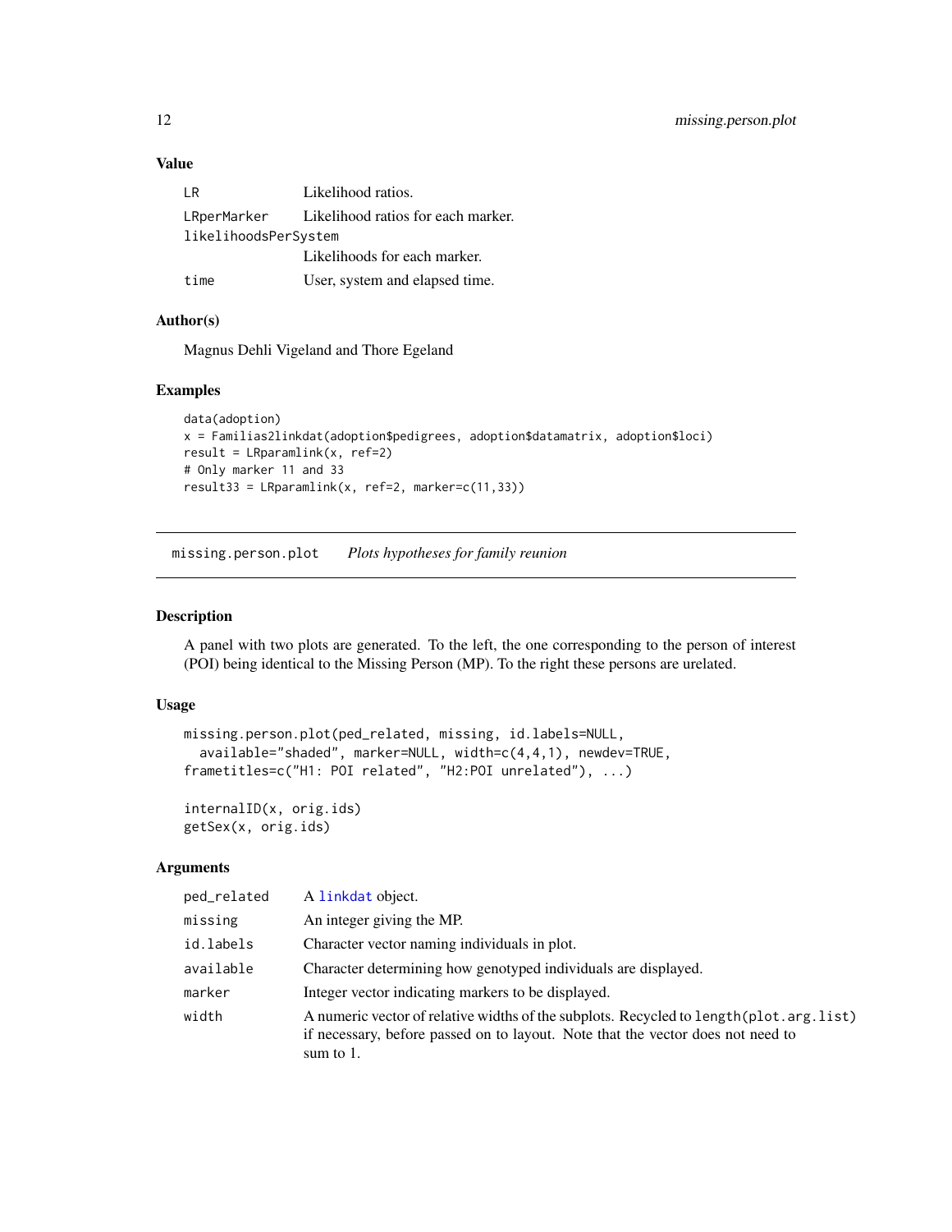### Value

| | |
|---|---|
| LR | Likelihood ratios. |
| LRperMarker | Likelihood ratios for each marker. |
| likelihoodsPerSystem | Likelihoods for each marker. |
| time | User, system and elapsed time. |

### Author(s)

Magnus Dehli Vigeland and Thore Egeland

### Examples

```
data(adoption)
x = Familias2linkdat(adoption$pedigrees, adoption$datamatrix, adoption$loci)
result = LRparamlink(x, ref=2)
# Only marker 11 and 33
result33 = LRparamlink(x, ref=2, marker=c(11,33))
```

---

## missing.person.plot *Plots hypotheses for family reunion*

### Description

A panel with two plots are generated. To the left, the one corresponding to the person of interest (POI) being identical to the Missing Person (MP). To the right these persons are urelated.

### Usage

```
missing.person.plot(ped_related, missing, id.labels=NULL,
  available="shaded", marker=NULL, width=c(4,4,1), newdev=TRUE,
frametitles=c("H1: POI related", "H2:POI unrelated"), ...)

internalID(x, orig.ids)
getSex(x, orig.ids)
```

### Arguments

| | |
|---|---|
| ped_related | A linkdat object. |
| missing | An integer giving the MP. |
| id.labels | Character vector naming individuals in plot. |
| available | Character determining how genotyped individuals are displayed. |
| marker | Integer vector indicating markers to be displayed. |
| width | A numeric vector of relative widths of the subplots. Recycled to length(plot.arg.list) if necessary, before passed on to layout. Note that the vector does not need to sum to 1. |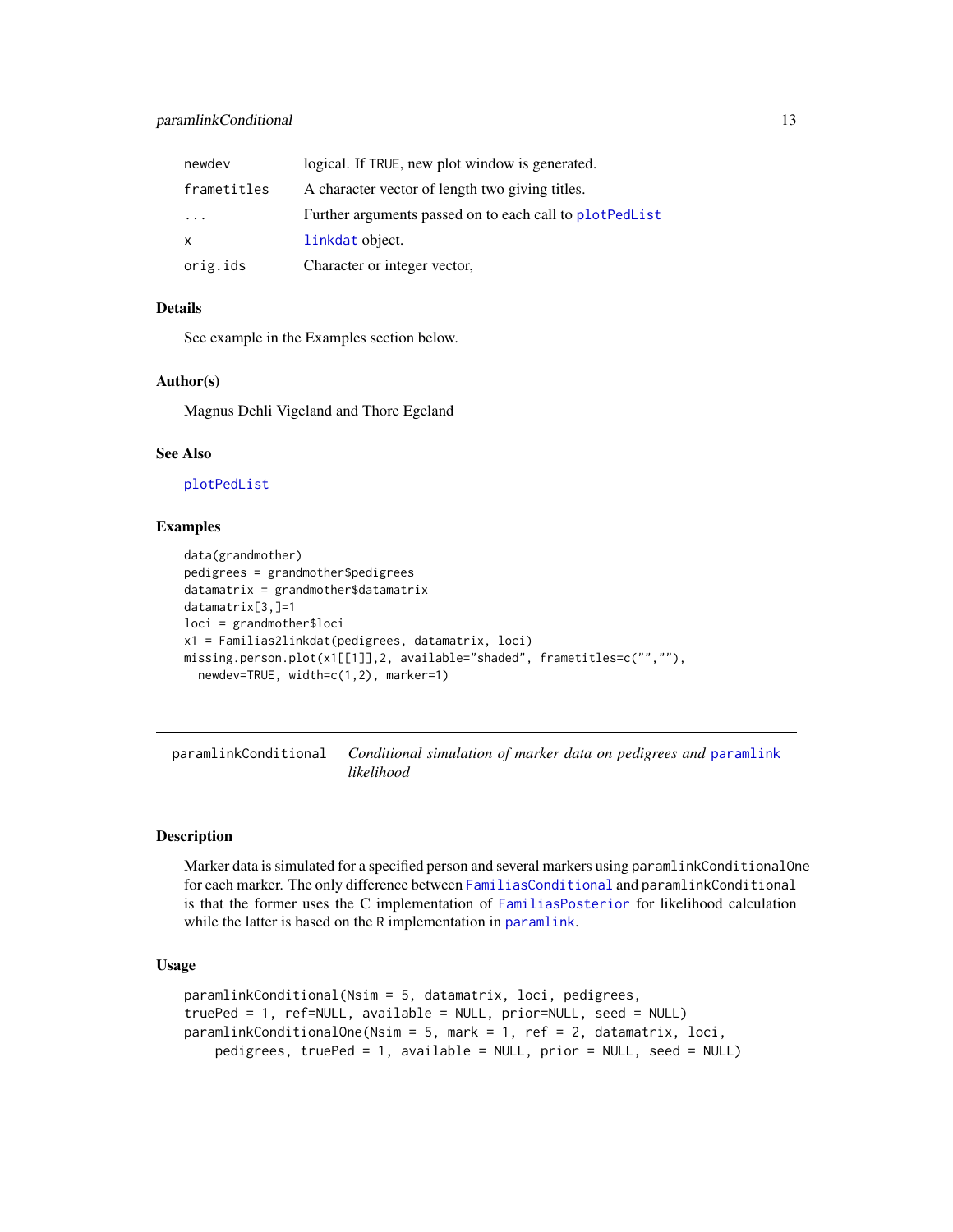| | |
|---|---|
| newdev | logical. If TRUE, new plot window is generated. |
| frametitles | A character vector of length two giving titles. |
| ... | Further arguments passed on to each call to plotPedList |
| x | linkdat object. |
| orig.ids | Character or integer vector, |

### Details

See example in the Examples section below.

### Author(s)

Magnus Dehli Vigeland and Thore Egeland

### See Also

plotPedList

### Examples

```
data(grandmother)
pedigrees = grandmother$pedigrees
datamatrix = grandmother$datamatrix
datamatrix[3,]=1
loci = grandmother$loci
x1 = Familias2linkdat(pedigrees, datamatrix, loci)
missing.person.plot(x1[[1]],2, available="shaded", frametitles=c("",""),
  newdev=TRUE, width=c(1,2), marker=1)
```

---

## paramlinkConditional — *Conditional simulation of marker data on pedigrees and paramlink likelihood*

---

### Description

Marker data is simulated for a specified person and several markers using paramlinkConditionalOne for each marker. The only difference between FamiliasConditional and paramlinkConditional is that the former uses the C implementation of FamiliasPosterior for likelihood calculation while the latter is based on the R implementation in paramlink.

### Usage

```
paramlinkConditional(Nsim = 5, datamatrix, loci, pedigrees,
truePed = 1, ref=NULL, available = NULL, prior=NULL, seed = NULL)
paramlinkConditionalOne(Nsim = 5, mark = 1, ref = 2, datamatrix, loci,
    pedigrees, truePed = 1, available = NULL, prior = NULL, seed = NULL)
```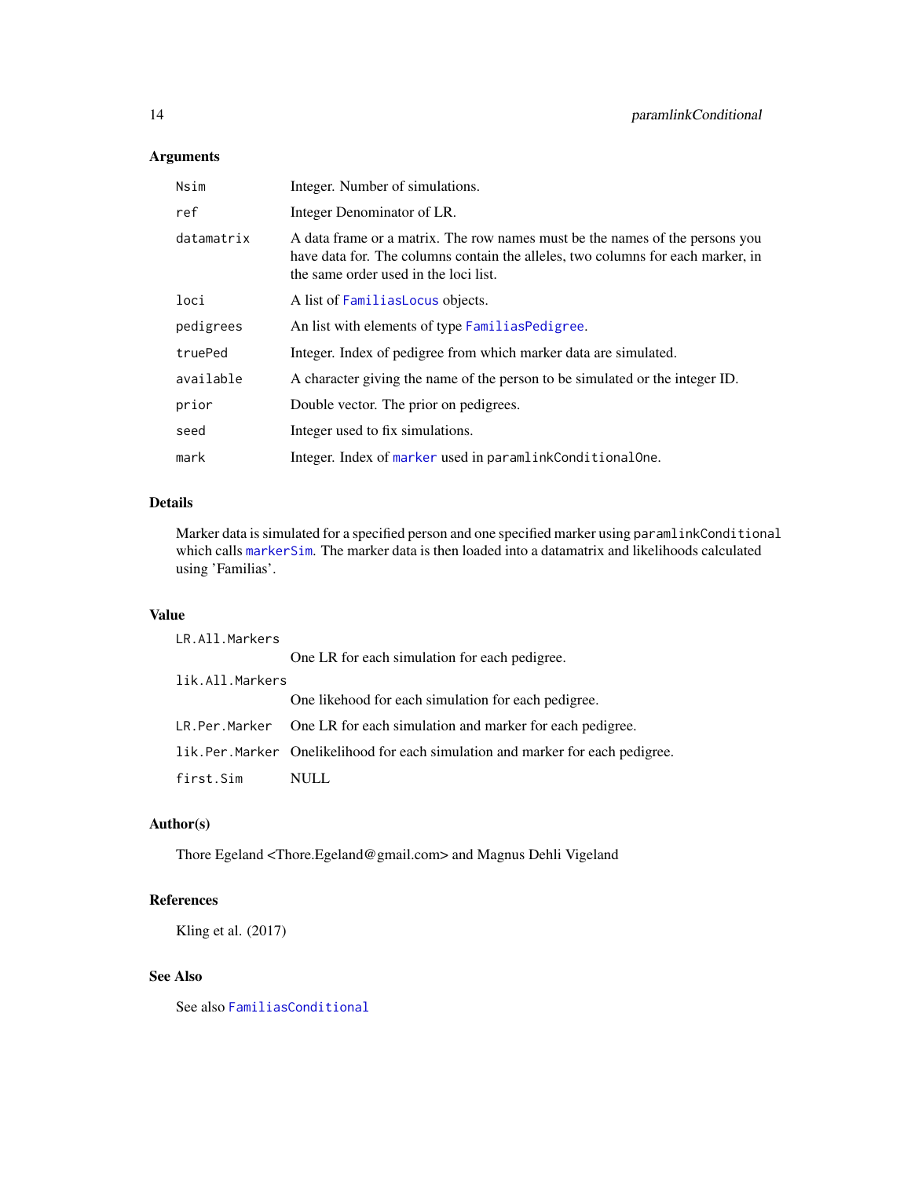### Arguments

| | |
|---|---|
| `Nsim` | Integer. Number of simulations. |
| `ref` | Integer Denominator of LR. |
| `datamatrix` | A data frame or a matrix. The row names must be the names of the persons you have data for. The columns contain the alleles, two columns for each marker, in the same order used in the loci list. |
| `loci` | A list of `FamiliasLocus` objects. |
| `pedigrees` | An list with elements of type `FamiliasPedigree`. |
| `truePed` | Integer. Index of pedigree from which marker data are simulated. |
| `available` | A character giving the name of the person to be simulated or the integer ID. |
| `prior` | Double vector. The prior on pedigrees. |
| `seed` | Integer used to fix simulations. |
| `mark` | Integer. Index of `marker` used in `paramlinkConditionalOne`. |

### Details

Marker data is simulated for a specified person and one specified marker using `paramlinkConditional` which calls `markerSim`. The marker data is then loaded into a datamatrix and likelihoods calculated using 'Familias'.

### Value

| | |
|---|---|
| `LR.All.Markers` | One LR for each simulation for each pedigree. |
| `lik.All.Markers` | One likehood for each simulation for each pedigree. |
| `LR.Per.Marker` | One LR for each simulation and marker for each pedigree. |
| `lik.Per.Marker` | Onelikelihood for each simulation and marker for each pedigree. |
| `first.Sim` | NULL |

### Author(s)

Thore Egeland <Thore.Egeland@gmail.com> and Magnus Dehli Vigeland

### References

Kling et al. (2017)

### See Also

See also `FamiliasConditional`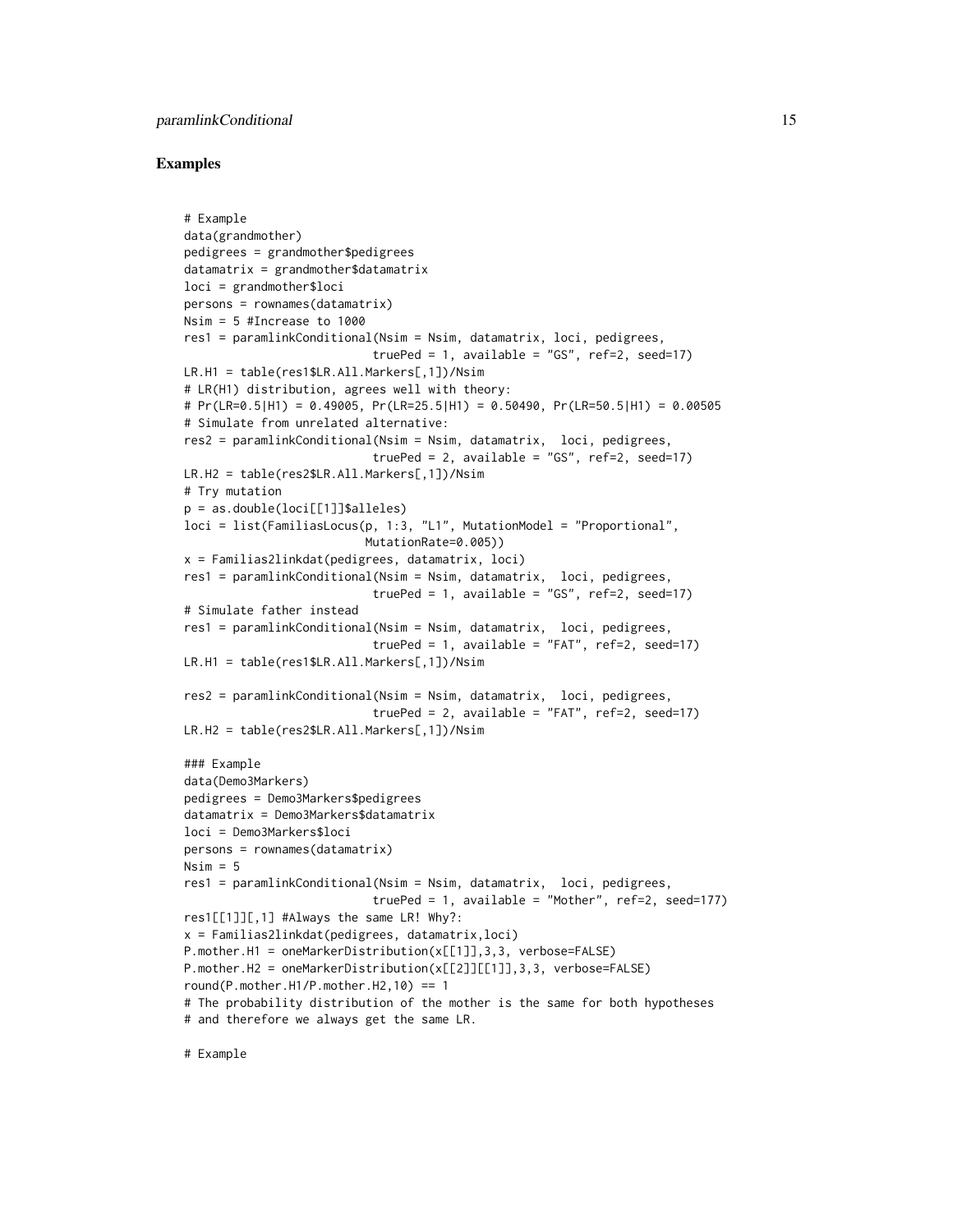## Examples

```
# Example
data(grandmother)
pedigrees = grandmother$pedigrees
datamatrix = grandmother$datamatrix
loci = grandmother$loci
persons = rownames(datamatrix)
Nsim = 5 #Increase to 1000
res1 = paramlinkConditional(Nsim = Nsim, datamatrix, loci, pedigrees,
                            truePed = 1, available = "GS", ref=2, seed=17)
LR.H1 = table(res1$LR.All.Markers[,1])/Nsim
# LR(H1) distribution, agrees well with theory:
# Pr(LR=0.5|H1) = 0.49005, Pr(LR=25.5|H1) = 0.50490, Pr(LR=50.5|H1) = 0.00505
# Simulate from unrelated alternative:
res2 = paramlinkConditional(Nsim = Nsim, datamatrix,  loci, pedigrees,
                            truePed = 2, available = "GS", ref=2, seed=17)
LR.H2 = table(res2$LR.All.Markers[,1])/Nsim
# Try mutation
p = as.double(loci[[1]]$alleles)
loci = list(FamiliasLocus(p, 1:3, "L1", MutationModel = "Proportional",
                          MutationRate=0.005))
x = Familias2linkdat(pedigrees, datamatrix, loci)
res1 = paramlinkConditional(Nsim = Nsim, datamatrix,  loci, pedigrees,
                            truePed = 1, available = "GS", ref=2, seed=17)
# Simulate father instead
res1 = paramlinkConditional(Nsim = Nsim, datamatrix,  loci, pedigrees,
                            truePed = 1, available = "FAT", ref=2, seed=17)
LR.H1 = table(res1$LR.All.Markers[,1])/Nsim

res2 = paramlinkConditional(Nsim = Nsim, datamatrix,  loci, pedigrees,
                            truePed = 2, available = "FAT", ref=2, seed=17)
LR.H2 = table(res2$LR.All.Markers[,1])/Nsim

### Example
data(Demo3Markers)
pedigrees = Demo3Markers$pedigrees
datamatrix = Demo3Markers$datamatrix
loci = Demo3Markers$loci
persons = rownames(datamatrix)
Nsim = 5
res1 = paramlinkConditional(Nsim = Nsim, datamatrix,  loci, pedigrees,
                            truePed = 1, available = "Mother", ref=2, seed=177)
res1[[1]][,1] #Always the same LR! Why?:
x = Familias2linkdat(pedigrees, datamatrix,loci)
P.mother.H1 = oneMarkerDistribution(x[[1]],3,3, verbose=FALSE)
P.mother.H2 = oneMarkerDistribution(x[[2]][[1]],3,3, verbose=FALSE)
round(P.mother.H1/P.mother.H2,10) == 1
# The probability distribution of the mother is the same for both hypotheses
# and therefore we always get the same LR.

# Example
```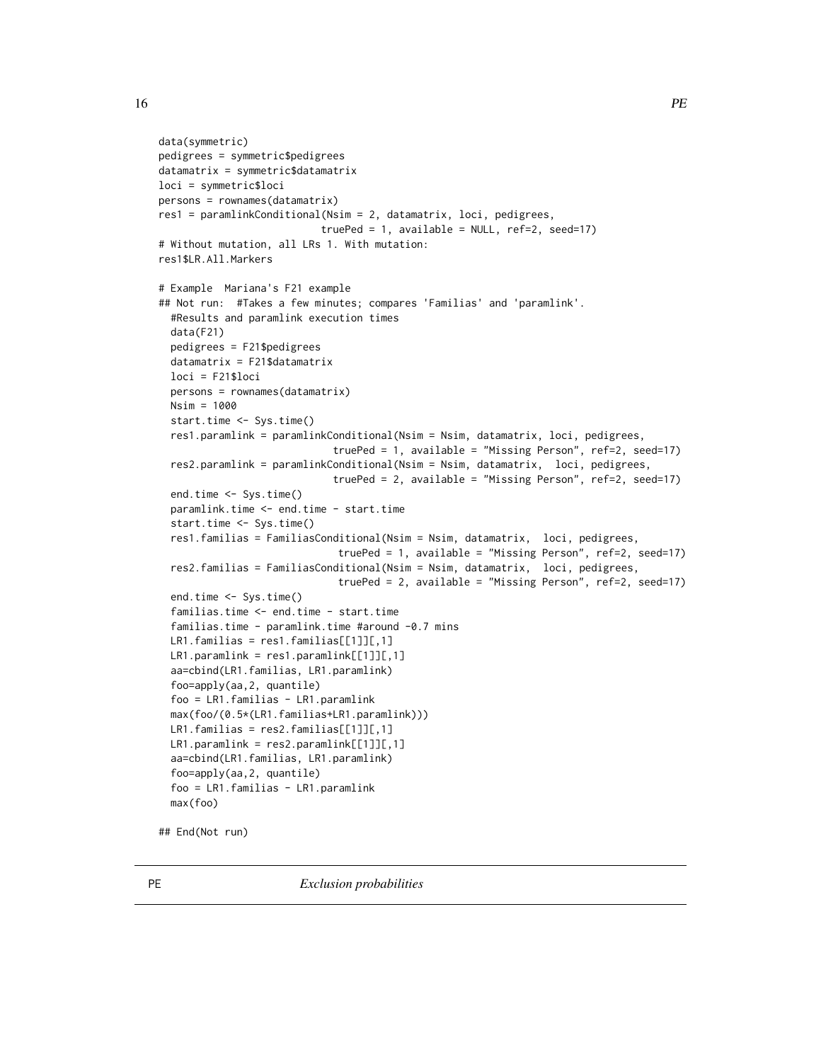```
data(symmetric)
pedigrees = symmetric$pedigrees
datamatrix = symmetric$datamatrix
loci = symmetric$loci
persons = rownames(datamatrix)
res1 = paramlinkConditional(Nsim = 2, datamatrix, loci, pedigrees,
                            truePed = 1, available = NULL, ref=2, seed=17)
# Without mutation, all LRs 1. With mutation:
res1$LR.All.Markers

# Example  Mariana's F21 example
## Not run:  #Takes a few minutes; compares 'Familias' and 'paramlink'.
  #Results and paramlink execution times
  data(F21)
  pedigrees = F21$pedigrees
  datamatrix = F21$datamatrix
  loci = F21$loci
  persons = rownames(datamatrix)
  Nsim = 1000
  start.time <- Sys.time()
  res1.paramlink = paramlinkConditional(Nsim = Nsim, datamatrix, loci, pedigrees,
                            truePed = 1, available = "Missing Person", ref=2, seed=17)
  res2.paramlink = paramlinkConditional(Nsim = Nsim, datamatrix,  loci, pedigrees,
                            truePed = 2, available = "Missing Person", ref=2, seed=17)
  end.time <- Sys.time()
  paramlink.time <- end.time - start.time
  start.time <- Sys.time()
  res1.familias = FamiliasConditional(Nsim = Nsim, datamatrix,  loci, pedigrees,
                             truePed = 1, available = "Missing Person", ref=2, seed=17)
  res2.familias = FamiliasConditional(Nsim = Nsim, datamatrix,  loci, pedigrees,
                             truePed = 2, available = "Missing Person", ref=2, seed=17)
  end.time <- Sys.time()
  familias.time <- end.time - start.time
  familias.time - paramlink.time #around -0.7 mins
  LR1.familias = res1.familias[[1]][,1]
  LR1.paramlink = res1.paramlink[[1]][,1]
  aa=cbind(LR1.familias, LR1.paramlink)
  foo=apply(aa,2, quantile)
  foo = LR1.familias - LR1.paramlink
  max(foo/(0.5*(LR1.familias+LR1.paramlink)))
  LR1.familias = res2.familias[[1]][,1]
  LR1.paramlink = res2.paramlink[[1]][,1]
  aa=cbind(LR1.familias, LR1.paramlink)
  foo=apply(aa,2, quantile)
  foo = LR1.familias - LR1.paramlink
  max(foo)

## End(Not run)
```

---

PE *Exclusion probabilities*

---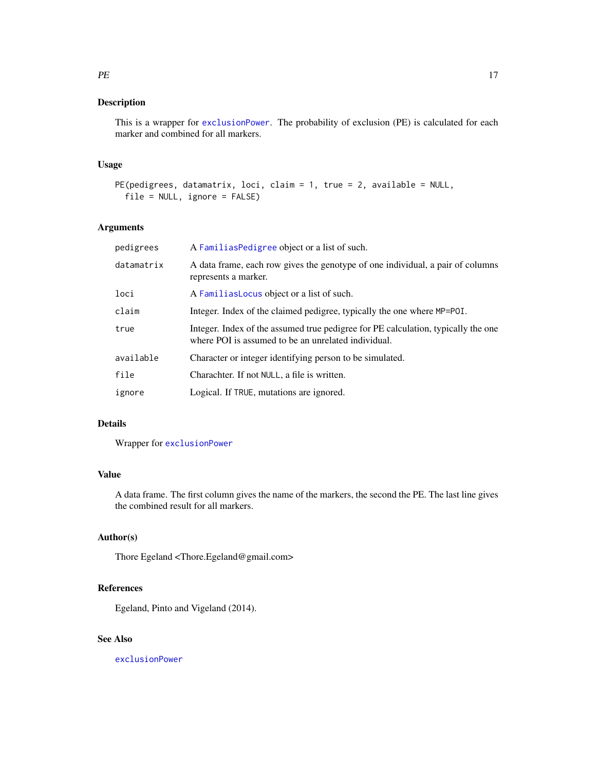## Description

This is a wrapper for `exclusionPower`. The probability of exclusion (PE) is calculated for each marker and combined for all markers.

## Usage

```
PE(pedigrees, datamatrix, loci, claim = 1, true = 2, available = NULL,
  file = NULL, ignore = FALSE)
```

## Arguments

| | |
|---|---|
| `pedigrees` | A `FamiliasPedigree` object or a list of such. |
| `datamatrix` | A data frame, each row gives the genotype of one individual, a pair of columns represents a marker. |
| `loci` | A `FamiliasLocus` object or a list of such. |
| `claim` | Integer. Index of the claimed pedigree, typically the one where `MP=POI`. |
| `true` | Integer. Index of the assumed true pedigree for PE calculation, typically the one where POI is assumed to be an unrelated individual. |
| `available` | Character or integer identifying person to be simulated. |
| `file` | Charachter. If not `NULL`, a file is written. |
| `ignore` | Logical. If `TRUE`, mutations are ignored. |

## Details

Wrapper for `exclusionPower`

## Value

A data frame. The first column gives the name of the markers, the second the PE. The last line gives the combined result for all markers.

## Author(s)

Thore Egeland <Thore.Egeland@gmail.com>

## References

Egeland, Pinto and Vigeland (2014).

## See Also

`exclusionPower`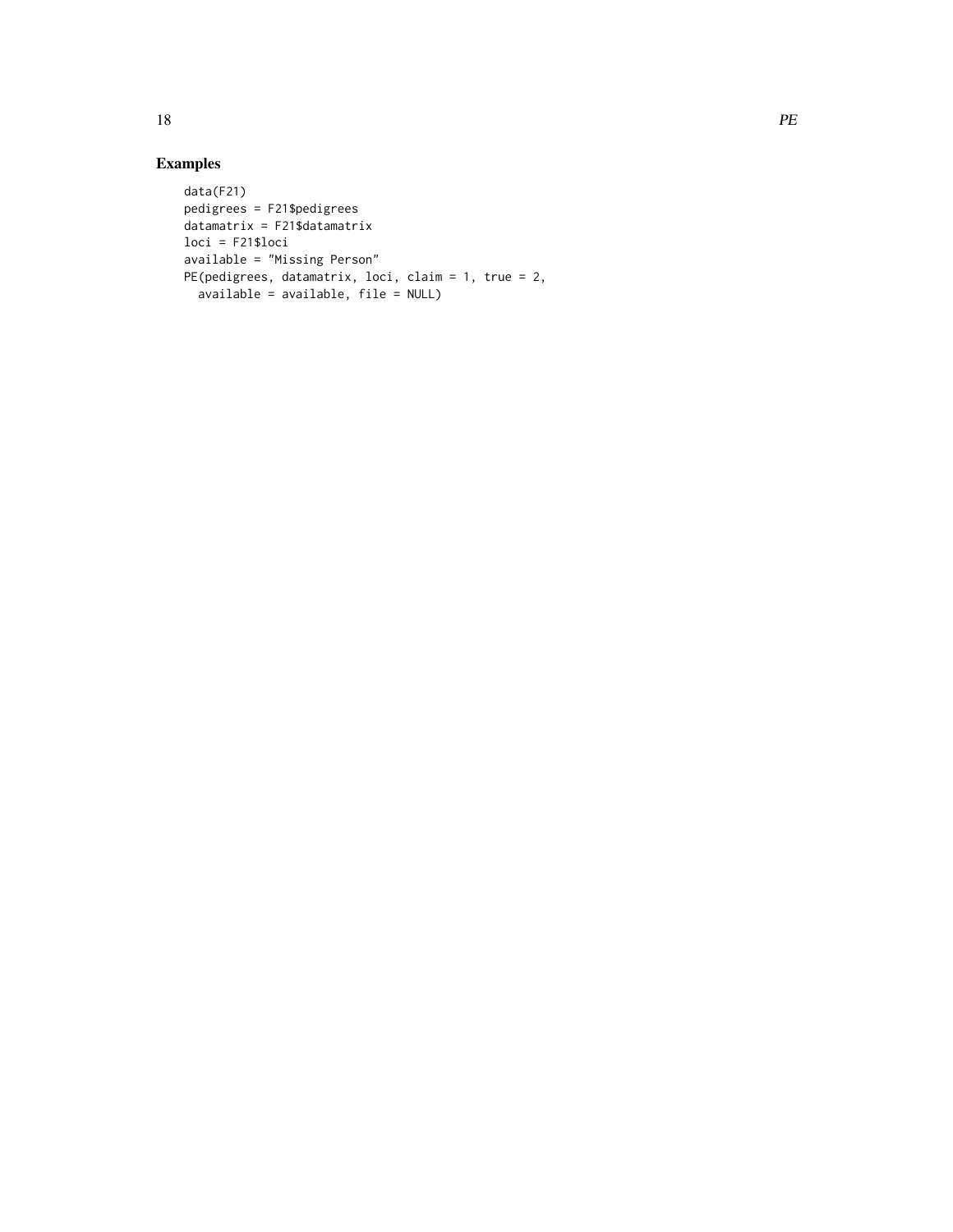## Examples

```
data(F21)
pedigrees = F21$pedigrees
datamatrix = F21$datamatrix
loci = F21$loci
available = "Missing Person"
PE(pedigrees, datamatrix, loci, claim = 1, true = 2,
  available = available, file = NULL)
```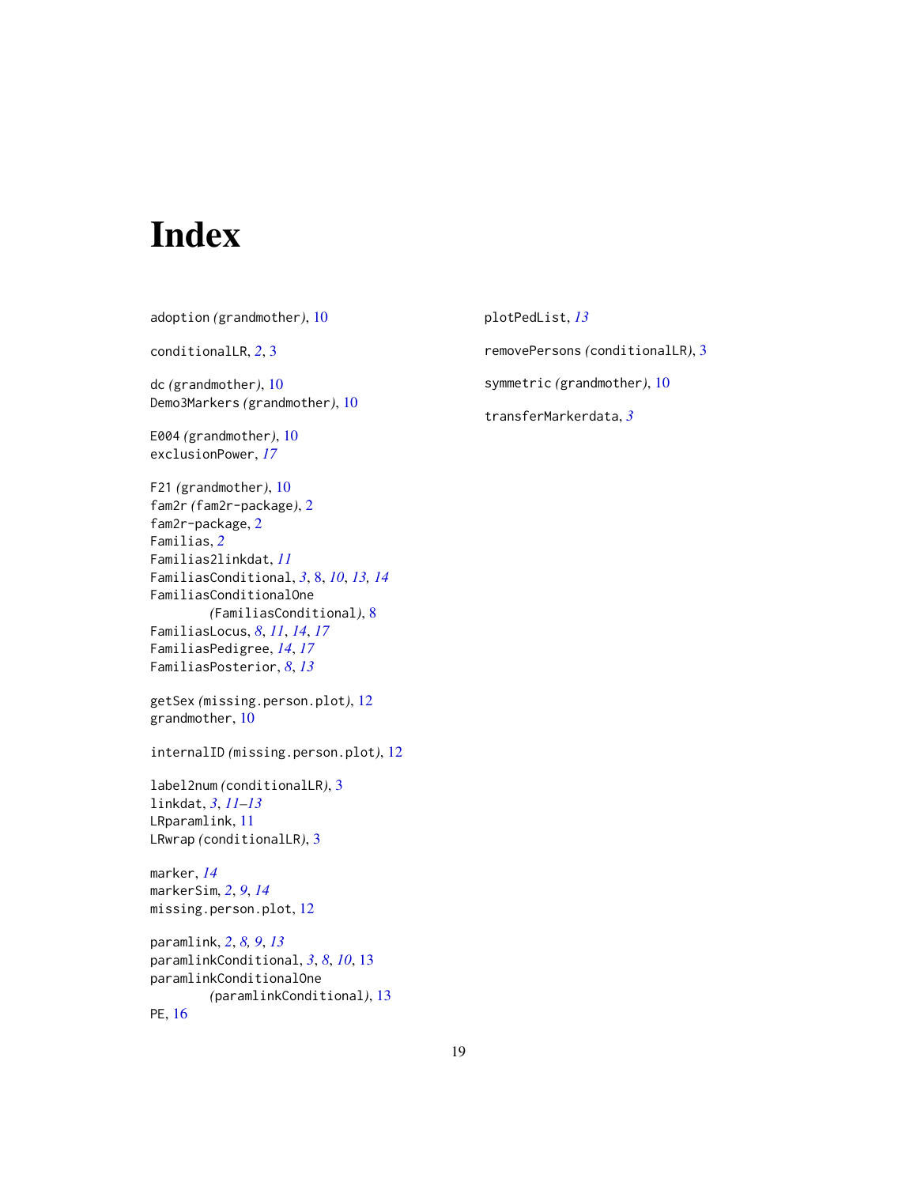# Index

adoption *(grandmother)*, 10

conditionalLR, *2*, 3

dc *(grandmother)*, 10
Demo3Markers *(grandmother)*, 10

E004 *(grandmother)*, 10
exclusionPower, *17*

F21 *(grandmother)*, 10
fam2r *(fam2r-package)*, 2
fam2r-package, 2
Familias, *2*
Familias2linkdat, *11*
FamiliasConditional, *3*, 8, *10*, *13*, *14*
FamiliasConditionalOne
        *(FamiliasConditional)*, 8
FamiliasLocus, *8*, *11*, *14*, *17*
FamiliasPedigree, *14*, *17*
FamiliasPosterior, *8*, *13*

getSex *(missing.person.plot)*, 12
grandmother, 10

internalID *(missing.person.plot)*, 12

label2num *(conditionalLR)*, 3
linkdat, *3*, *11–13*
LRparamlink, 11
LRwrap *(conditionalLR)*, 3

marker, *14*
markerSim, *2*, *9*, *14*
missing.person.plot, 12

paramlink, *2*, *8*, *9*, *13*
paramlinkConditional, *3*, *8*, *10*, 13
paramlinkConditionalOne
        *(paramlinkConditional)*, 13
PE, 16

plotPedList, *13*

removePersons *(conditionalLR)*, 3

symmetric *(grandmother)*, 10

transferMarkerdata, *3*